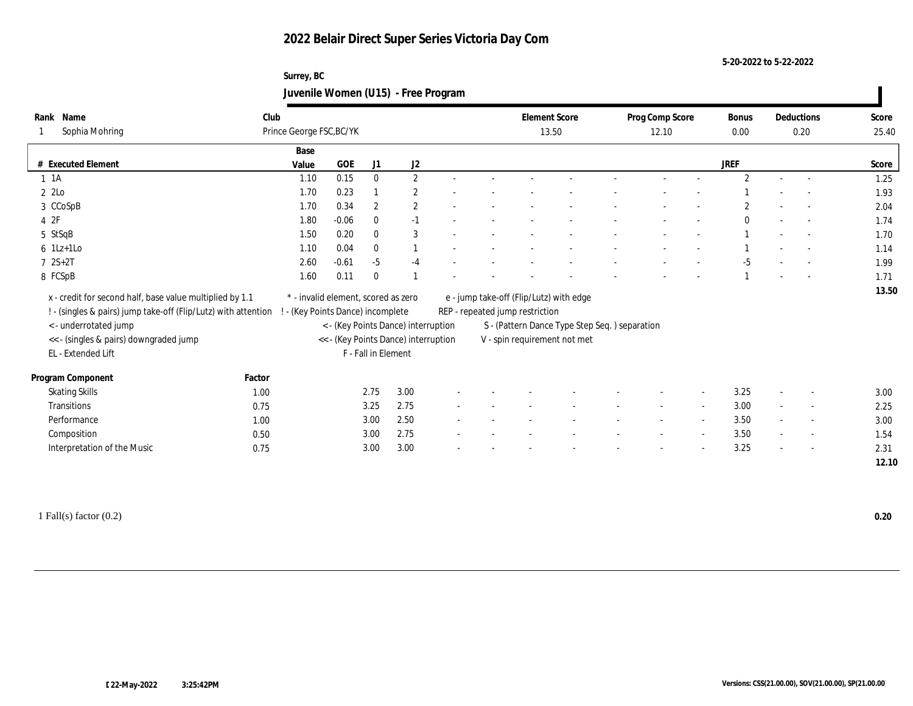# 2022 Belair Direct Super Series Victoria Day Com

5-20-2022 to 5-22-2022

Surrey, BC

## Juvenile Women (U15) - Free Program

| Rank | Name | Club | Element Score | Prog Comp Score | Bonus | Deductions | Score |
|---|---|---|---|---|---|---|---|
| 1 | Sophia Mohring | Prince George FSC,BC/YK | 13.50 | 12.10 | 0.00 | 0.20 | 25.40 |

| # | Executed Element | Base Value | GOE | J1 | J2 | | | | | | | | | JREF | | | Score |
|---|---|---|---|---|---|---|---|---|---|---|---|---|---|---|---|---|---|
| 1 | 1A | 1.10 | 0.15 | 0 | 2 | - | - | - | - | - | - | - | - | 2 | - | - | 1.25 |
| 2 | 2Lo | 1.70 | 0.23 | 1 | 2 | - | - | - | - | - | - | - | - | 1 | - | - | 1.93 |
| 3 | CCoSpB | 1.70 | 0.34 | 2 | 2 | - | - | - | - | - | - | - | - | 2 | - | - | 2.04 |
| 4 | 2F | 1.80 | -0.06 | 0 | -1 | - | - | - | - | - | - | - | - | 0 | - | - | 1.74 |
| 5 | StSqB | 1.50 | 0.20 | 0 | 3 | - | - | - | - | - | - | - | - | 1 | - | - | 1.70 |
| 6 | 1Lz+1Lo | 1.10 | 0.04 | 0 | 1 | - | - | - | - | - | - | - | - | 1 | - | - | 1.14 |
| 7 | 2S+2T | 2.60 | -0.61 | -5 | -4 | - | - | - | - | - | - | - | - | -5 | - | - | 1.99 |
| 8 | FCSpB | 1.60 | 0.11 | 0 | 1 | - | - | - | - | - | - | - | - | 1 | - | - | 1.71 |
| | | | | | | | | | | | | | | | | | 13.50 |

x - credit for second half, base value multiplied by 1.1
! - (singles & pairs) jump take-off (Flip/Lutz) with attention
< - underrotated jump
<< - (singles & pairs) downgraded jump
EL - Extended Lift
* - invalid element, scored as zero
! - (Key Points Dance) incomplete
< - (Key Points Dance) interruption
<< - (Key Points Dance) interruption
F - Fall in Element
e - jump take-off (Flip/Lutz) with edge
REP - repeated jump restriction
S - (Pattern Dance Type Step Seq. ) separation
V - spin requirement not met

| Program Component | Factor | J1 | J2 | | | | | | | | | JREF | | | Score |
|---|---|---|---|---|---|---|---|---|---|---|---|---|---|---|---|
| Skating Skills | 1.00 | 2.75 | 3.00 | - | - | - | - | - | - | - | - | 3.25 | - | - | 3.00 |
| Transitions | 0.75 | 3.25 | 2.75 | - | - | - | - | - | - | - | - | 3.00 | - | - | 2.25 |
| Performance | 1.00 | 3.00 | 2.50 | - | - | - | - | - | - | - | - | 3.50 | - | - | 3.00 |
| Composition | 0.50 | 3.00 | 2.75 | - | - | - | - | - | - | - | - | 3.50 | - | - | 1.54 |
| Interpretation of the Music | 0.75 | 3.00 | 3.00 | - | - | - | - | - | - | - | - | 3.25 | - | - | 2.31 |
| | | | | | | | | | | | | | | | 12.10 |

1 Fall(s) factor (0.2) **0.20**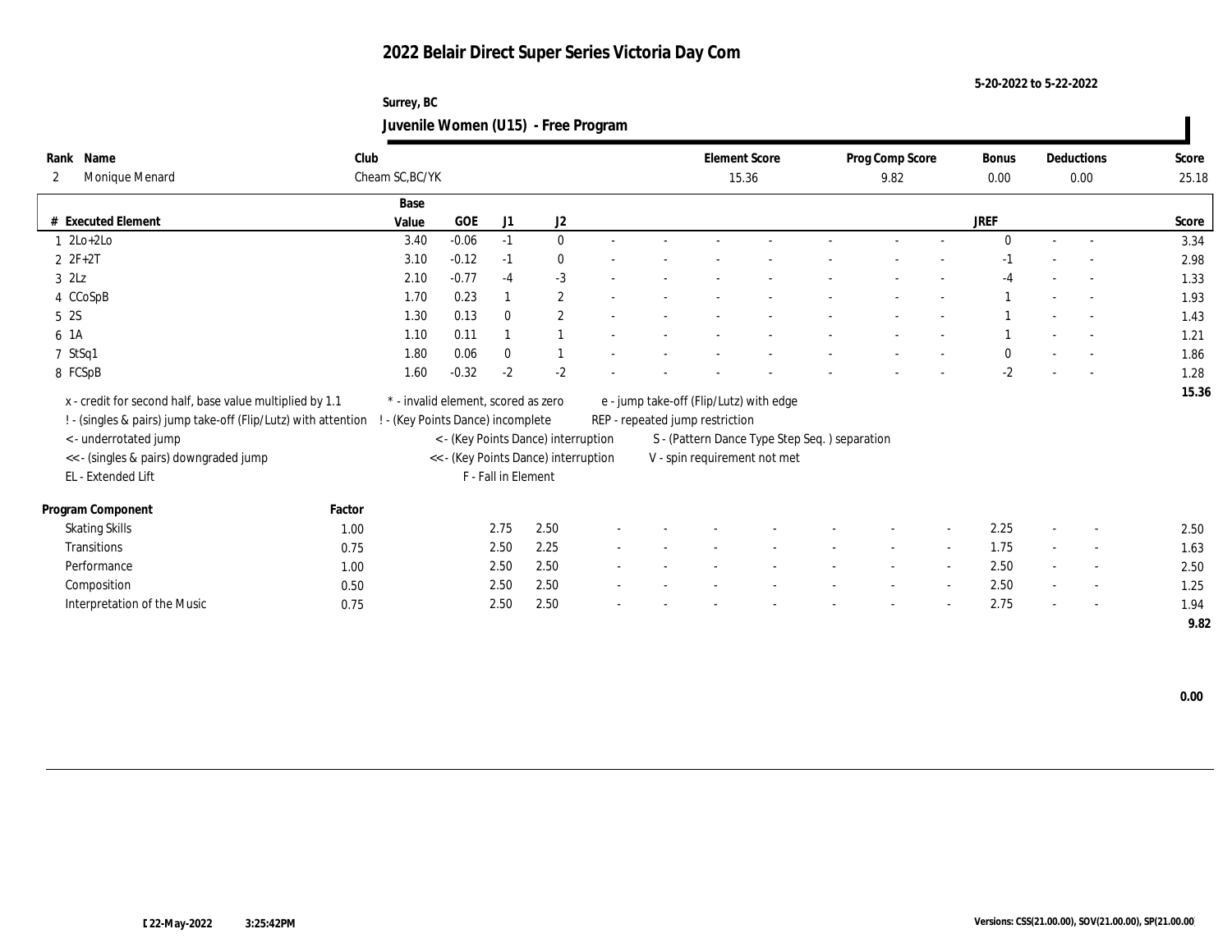# 2022 Belair Direct Super Series Victoria Day Com

5-20-2022 to 5-22-2022

Surrey, BC

## Juvenile Women (U15) - Free Program

| Rank | Name | Club | Element Score | Prog Comp Score | Bonus | Deductions | Score |
|---|---|---|---|---|---|---|---|
| 2 | Monique Menard | Cheam SC,BC/YK | 15.36 | 9.82 | 0.00 | 0.00 | 25.18 |

| # | Executed Element | Base Value | GOE | J1 | J2 | | | | | | | | | JREF | | | Score |
|---|---|---|---|---|---|---|---|---|---|---|---|---|---|---|---|---|---|
| 1 | 2Lo+2Lo | 3.40 | -0.06 | -1 | 0 | - | - | - | - | - | - | - | - | 0 | - | - | 3.34 |
| 2 | 2F+2T | 3.10 | -0.12 | -1 | 0 | - | - | - | - | - | - | - | - | -1 | - | - | 2.98 |
| 3 | 2Lz | 2.10 | -0.77 | -4 | -3 | - | - | - | - | - | - | - | - | -4 | - | - | 1.33 |
| 4 | CCoSpB | 1.70 | 0.23 | 1 | 2 | - | - | - | - | - | - | - | - | 1 | - | - | 1.93 |
| 5 | 2S | 1.30 | 0.13 | 0 | 2 | - | - | - | - | - | - | - | - | 1 | - | - | 1.43 |
| 6 | 1A | 1.10 | 0.11 | 1 | 1 | - | - | - | - | - | - | - | - | 1 | - | - | 1.21 |
| 7 | StSq1 | 1.80 | 0.06 | 0 | 1 | - | - | - | - | - | - | - | - | 0 | - | - | 1.86 |
| 8 | FCSpB | 1.60 | -0.32 | -2 | -2 | - | - | - | - | - | - | - | - | -2 | - | - | 1.28 |
| | | | | | | | | | | | | | | | | | 15.36 |

x - credit for second half, base value multiplied by 1.1
! - (singles & pairs) jump take-off (Flip/Lutz) with attention
< - underrotated jump
<< - (singles & pairs) downgraded jump
EL - Extended Lift
\* - invalid element, scored as zero
! - (Key Points Dance) incomplete
< - (Key Points Dance) interruption
<< - (Key Points Dance) interruption
F - Fall in Element
e - jump take-off (Flip/Lutz) with edge
REP - repeated jump restriction
S - (Pattern Dance Type Step Seq. ) separation
V - spin requirement not met

| Program Component | Factor | J1 | J2 | | | | | | | | | JREF | | | Score |
|---|---|---|---|---|---|---|---|---|---|---|---|---|---|---|---|
| Skating Skills | 1.00 | 2.75 | 2.50 | - | - | - | - | - | - | - | - | 2.25 | - | - | 2.50 |
| Transitions | 0.75 | 2.50 | 2.25 | - | - | - | - | - | - | - | - | 1.75 | - | - | 1.63 |
| Performance | 1.00 | 2.50 | 2.50 | - | - | - | - | - | - | - | - | 2.50 | - | - | 2.50 |
| Composition | 0.50 | 2.50 | 2.50 | - | - | - | - | - | - | - | - | 2.50 | - | - | 1.25 |
| Interpretation of the Music | 0.75 | 2.50 | 2.50 | - | - | - | - | - | - | - | - | 2.75 | - | - | 1.94 |
| | | | | | | | | | | | | | | | 9.82 |

0.00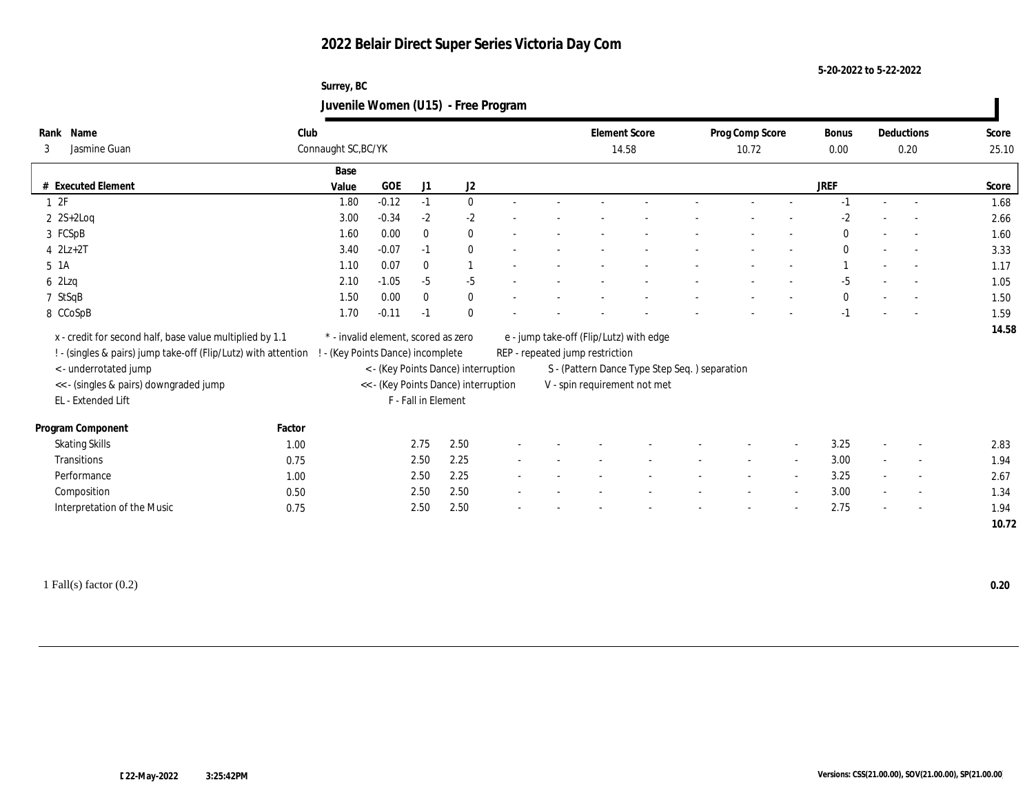# 2022 Belair Direct Super Series Victoria Day Com

5-20-2022 to 5-22-2022

Surrey, BC

## Juvenile Women (U15) - Free Program

| Rank | Name | Club | Element Score | Prog Comp Score | Bonus | Deductions | Score |
|---|---|---|---|---|---|---|---|
| 3 | Jasmine Guan | Connaught SC,BC/YK | 14.58 | 10.72 | 0.00 | 0.20 | 25.10 |

| # | Executed Element | Base Value | GOE | J1 | J2 | | | | | | | | | JREF | | | Score |
|---|---|---|---|---|---|---|---|---|---|---|---|---|---|---|---|---|---|
| 1 | 2F | 1.80 | -0.12 | -1 | 0 | - | - | - | - | - | - | - | - | -1 | - | - | 1.68 |
| 2 | 2S+2Loq | 3.00 | -0.34 | -2 | -2 | - | - | - | - | - | - | - | - | -2 | - | - | 2.66 |
| 3 | FCSpB | 1.60 | 0.00 | 0 | 0 | - | - | - | - | - | - | - | - | 0 | - | - | 1.60 |
| 4 | 2Lz+2T | 3.40 | -0.07 | -1 | 0 | - | - | - | - | - | - | - | - | 0 | - | - | 3.33 |
| 5 | 1A | 1.10 | 0.07 | 0 | 1 | - | - | - | - | - | - | - | - | 1 | - | - | 1.17 |
| 6 | 2Lzq | 2.10 | -1.05 | -5 | -5 | - | - | - | - | - | - | - | - | -5 | - | - | 1.05 |
| 7 | StSqB | 1.50 | 0.00 | 0 | 0 | - | - | - | - | - | - | - | - | 0 | - | - | 1.50 |
| 8 | CCoSpB | 1.70 | -0.11 | -1 | 0 | - | - | - | - | - | - | - | - | -1 | - | - | 1.59 |
| | | | | | | | | | | | | | | | | | 14.58 |

x - credit for second half, base value multiplied by 1.1
! - (singles & pairs) jump take-off (Flip/Lutz) with attention
< - underrotated jump
<< - (singles & pairs) downgraded jump
EL - Extended Lift
* - invalid element, scored as zero
! - (Key Points Dance) incomplete
< - (Key Points Dance) interruption
<< - (Key Points Dance) interruption
F - Fall in Element
e - jump take-off (Flip/Lutz) with edge
REP - repeated jump restriction
S - (Pattern Dance Type Step Seq. ) separation
V - spin requirement not met

| Program Component | Factor | J1 | J2 | | | | | | | | | JREF | | | Score |
|---|---|---|---|---|---|---|---|---|---|---|---|---|---|---|---|
| Skating Skills | 1.00 | 2.75 | 2.50 | - | - | - | - | - | - | - | - | 3.25 | - | - | 2.83 |
| Transitions | 0.75 | 2.50 | 2.25 | - | - | - | - | - | - | - | - | 3.00 | - | - | 1.94 |
| Performance | 1.00 | 2.50 | 2.25 | - | - | - | - | - | - | - | - | 3.25 | - | - | 2.67 |
| Composition | 0.50 | 2.50 | 2.50 | - | - | - | - | - | - | - | - | 3.00 | - | - | 1.34 |
| Interpretation of the Music | 0.75 | 2.50 | 2.50 | - | - | - | - | - | - | - | - | 2.75 | - | - | 1.94 |
| | | | | | | | | | | | | | | | 10.72 |

1 Fall(s) factor (0.2) **0.20**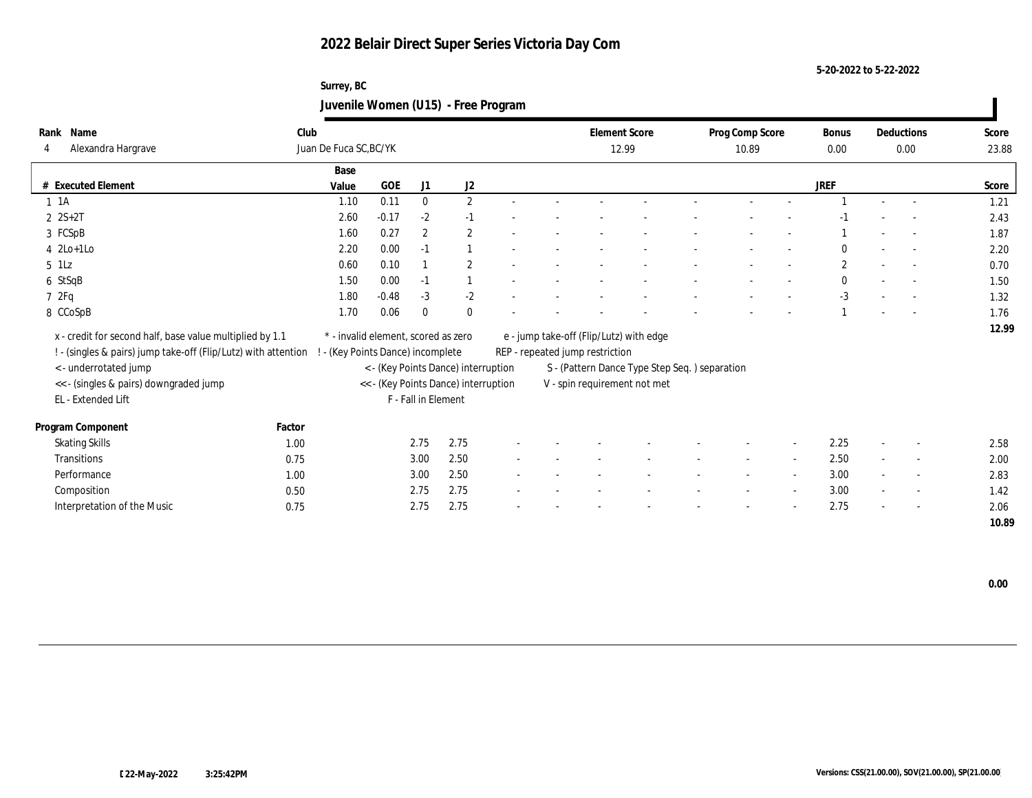# 2022 Belair Direct Super Series Victoria Day Com

5-20-2022 to 5-22-2022

Surrey, BC

## Juvenile Women (U15) - Free Program

| Rank | Name | Club | Element Score | Prog Comp Score | Bonus | Deductions | Score |
|---|---|---|---|---|---|---|---|
| 4 | Alexandra Hargrave | Juan De Fuca SC,BC/YK | 12.99 | 10.89 | 0.00 | 0.00 | 23.88 |

| # | Executed Element | Base Value | GOE | J1 | J2 | | | | | | | | | JREF | | | Score |
|---|---|---|---|---|---|---|---|---|---|---|---|---|---|---|---|---|---|
| 1 | 1A | 1.10 | 0.11 | 0 | 2 | - | - | - | - | - | - | - | - | 1 | - | - | 1.21 |
| 2 | 2S+2T | 2.60 | -0.17 | -2 | -1 | - | - | - | - | - | - | - | - | -1 | - | - | 2.43 |
| 3 | FCSpB | 1.60 | 0.27 | 2 | 2 | - | - | - | - | - | - | - | - | 1 | - | - | 1.87 |
| 4 | 2Lo+1Lo | 2.20 | 0.00 | -1 | 1 | - | - | - | - | - | - | - | - | 0 | - | - | 2.20 |
| 5 | 1Lz | 0.60 | 0.10 | 1 | 2 | - | - | - | - | - | - | - | - | 2 | - | - | 0.70 |
| 6 | StSqB | 1.50 | 0.00 | -1 | 1 | - | - | - | - | - | - | - | - | 0 | - | - | 1.50 |
| 7 | 2Fq | 1.80 | -0.48 | -3 | -2 | - | - | - | - | - | - | - | - | -3 | - | - | 1.32 |
| 8 | CCoSpB | 1.70 | 0.06 | 0 | 0 | - | - | - | - | - | - | - | - | 1 | - | - | 1.76 |
| | | | | | | | | | | | | | | | | | 12.99 |

x - credit for second half, base value multiplied by 1.1
! - (singles & pairs) jump take-off (Flip/Lutz) with attention
< - underrotated jump
<< - (singles & pairs) downgraded jump
EL - Extended Lift
* - invalid element, scored as zero
! - (Key Points Dance) incomplete
< - (Key Points Dance) interruption
<< - (Key Points Dance) interruption
F - Fall in Element
e - jump take-off (Flip/Lutz) with edge
REP - repeated jump restriction
S - (Pattern Dance Type Step Seq. ) separation
V - spin requirement not met

| Program Component | Factor | J1 | J2 | | | | | | | | | JREF | | | Score |
|---|---|---|---|---|---|---|---|---|---|---|---|---|---|---|---|
| Skating Skills | 1.00 | 2.75 | 2.75 | - | - | - | - | - | - | - | - | 2.25 | - | - | 2.58 |
| Transitions | 0.75 | 3.00 | 2.50 | - | - | - | - | - | - | - | - | 2.50 | - | - | 2.00 |
| Performance | 1.00 | 3.00 | 2.50 | - | - | - | - | - | - | - | - | 3.00 | - | - | 2.83 |
| Composition | 0.50 | 2.75 | 2.75 | - | - | - | - | - | - | - | - | 3.00 | - | - | 1.42 |
| Interpretation of the Music | 0.75 | 2.75 | 2.75 | - | - | - | - | - | - | - | - | 2.75 | - | - | 2.06 |
| | | | | | | | | | | | | | | | 10.89 |

0.00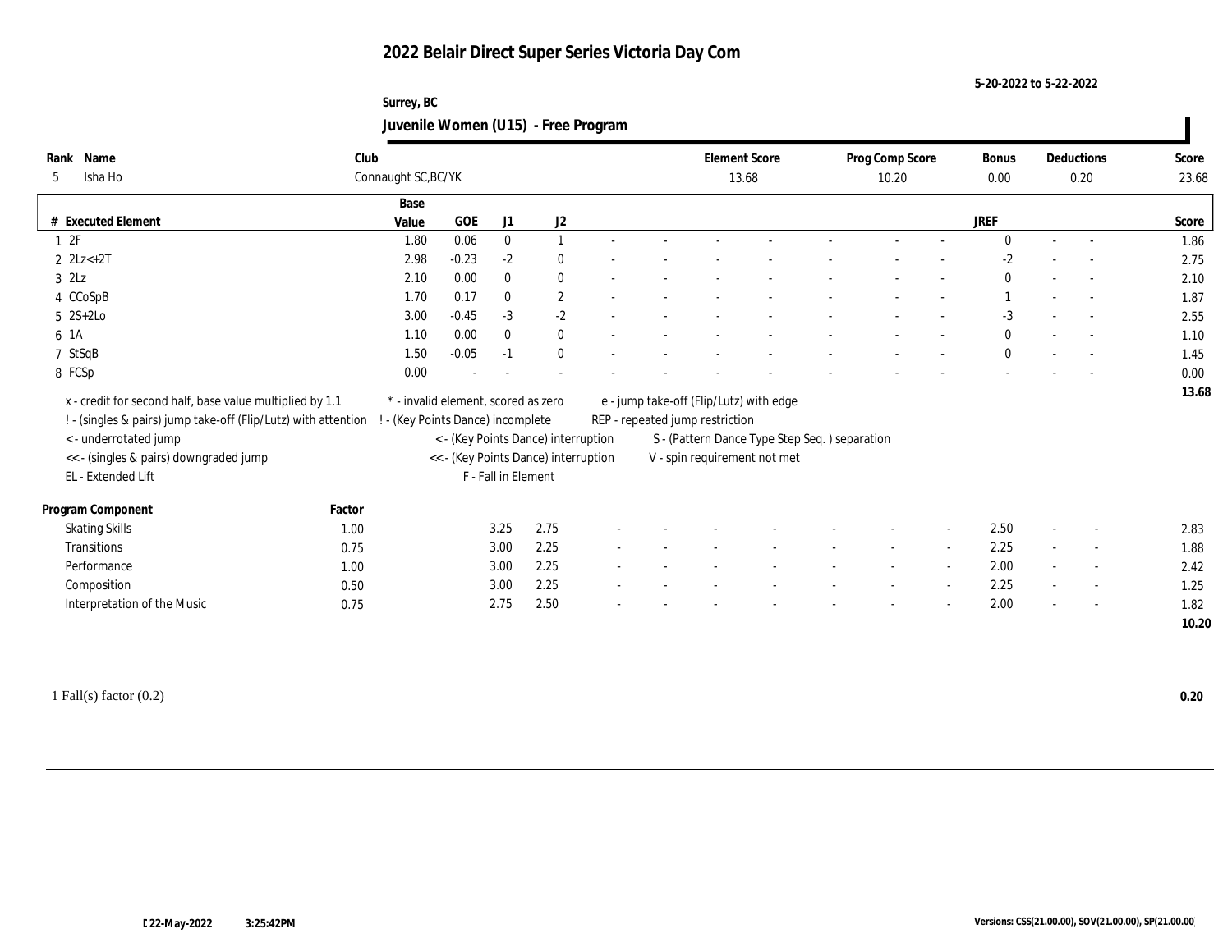# 2022 Belair Direct Super Series Victoria Day Com

5-20-2022 to 5-22-2022

Surrey, BC

## Juvenile Women (U15) - Free Program

| Rank | Name | Club | Element Score | Prog Comp Score | Bonus | Deductions | Score |
|---|---|---|---|---|---|---|---|
| 5 | Isha Ho | Connaught SC,BC/YK | 13.68 | 10.20 | 0.00 | 0.20 | 23.68 |

| # | Executed Element | Base Value | GOE | J1 | J2 | | | | | | | | | JREF | | | Score |
|---|---|---|---|---|---|---|---|---|---|---|---|---|---|---|---|---|---|
| 1 | 2F | 1.80 | 0.06 | 0 | 1 | - | - | - | - | - | - | - | - | 0 | - | - | 1.86 |
| 2 | 2Lz<+2T | 2.98 | -0.23 | -2 | 0 | - | - | - | - | - | - | - | - | -2 | - | - | 2.75 |
| 3 | 2Lz | 2.10 | 0.00 | 0 | 0 | - | - | - | - | - | - | - | - | 0 | - | - | 2.10 |
| 4 | CCoSpB | 1.70 | 0.17 | 0 | 2 | - | - | - | - | - | - | - | - | 1 | - | - | 1.87 |
| 5 | 2S+2Lo | 3.00 | -0.45 | -3 | -2 | - | - | - | - | - | - | - | - | -3 | - | - | 2.55 |
| 6 | 1A | 1.10 | 0.00 | 0 | 0 | - | - | - | - | - | - | - | - | 0 | - | - | 1.10 |
| 7 | StSqB | 1.50 | -0.05 | -1 | 0 | - | - | - | - | - | - | - | - | 0 | - | - | 1.45 |
| 8 | FCSp | 0.00 | - | - | - | - | - | - | - | - | - | - | - | - | - | - | 0.00 |
| | | | | | | | | | | | | | | | | | 13.68 |

x - credit for second half, base value multiplied by 1.1
! - (singles & pairs) jump take-off (Flip/Lutz) with attention
< - underrotated jump
<< - (singles & pairs) downgraded jump
EL - Extended Lift
\* - invalid element, scored as zero
! - (Key Points Dance) incomplete
< - (Key Points Dance) interruption
<< - (Key Points Dance) interruption
F - Fall in Element
e - jump take-off (Flip/Lutz) with edge
REP - repeated jump restriction
S - (Pattern Dance Type Step Seq. ) separation
V - spin requirement not met

| Program Component | Factor | J1 | J2 | | | | | | | | | JREF | | | Score |
|---|---|---|---|---|---|---|---|---|---|---|---|---|---|---|---|
| Skating Skills | 1.00 | 3.25 | 2.75 | - | - | - | - | - | - | - | - | 2.50 | - | - | 2.83 |
| Transitions | 0.75 | 3.00 | 2.25 | - | - | - | - | - | - | - | - | 2.25 | - | - | 1.88 |
| Performance | 1.00 | 3.00 | 2.25 | - | - | - | - | - | - | - | - | 2.00 | - | - | 2.42 |
| Composition | 0.50 | 3.00 | 2.25 | - | - | - | - | - | - | - | - | 2.25 | - | - | 1.25 |
| Interpretation of the Music | 0.75 | 2.75 | 2.50 | - | - | - | - | - | - | - | - | 2.00 | - | - | 1.82 |
| | | | | | | | | | | | | | | | 10.20 |

1 Fall(s) factor (0.2) **0.20**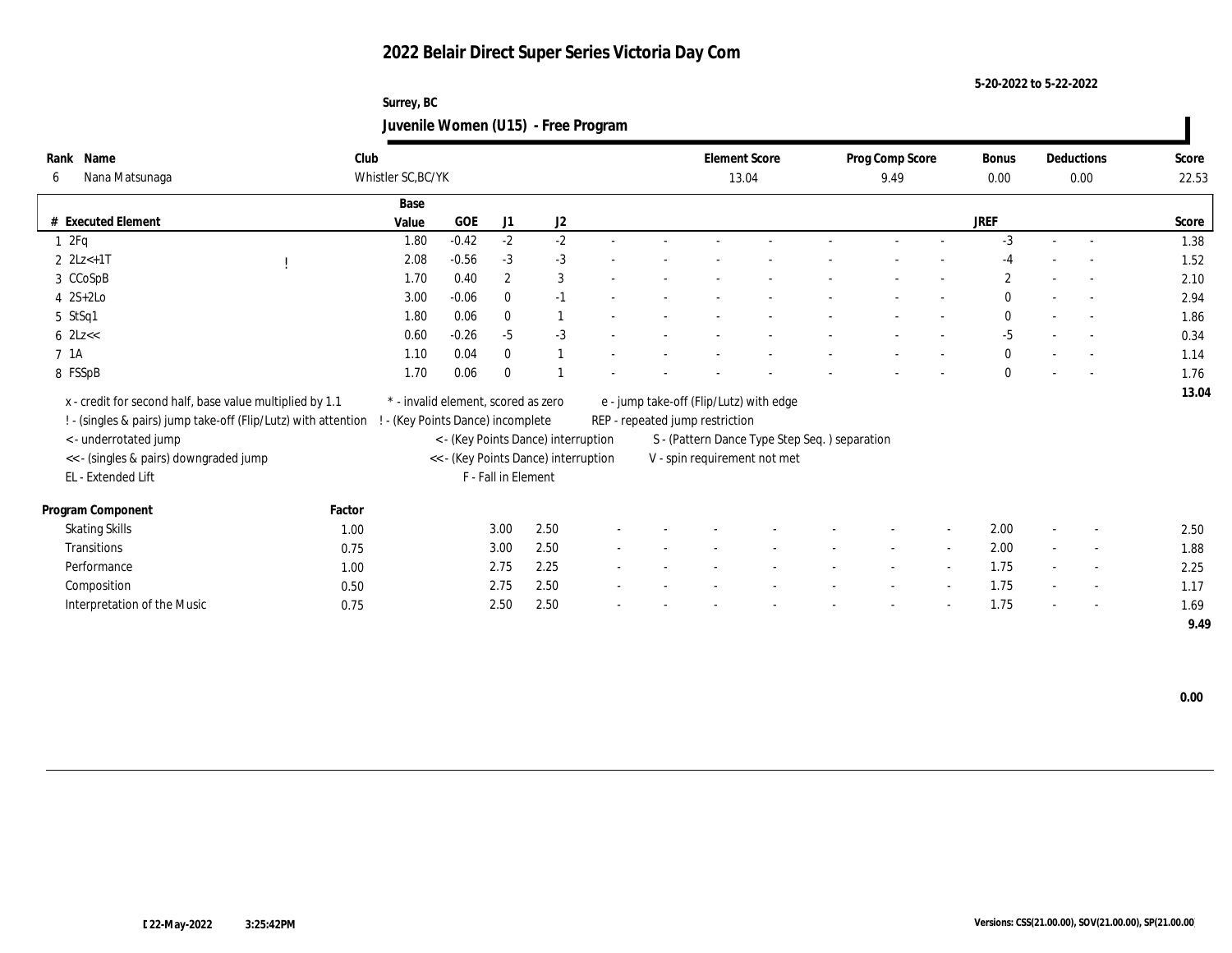# 2022 Belair Direct Super Series Victoria Day Com

5-20-2022 to 5-22-2022

Surrey, BC

## Juvenile Women (U15) - Free Program

| Rank | Name | Club | Element Score | Prog Comp Score | Bonus | Deductions | Score |
|---|---|---|---|---|---|---|---|
| 6 | Nana Matsunaga | Whistler SC,BC/YK | 13.04 | 9.49 | 0.00 | 0.00 | 22.53 |

| # | Executed Element | | Base Value | GOE | J1 | J2 | | | | | | | | | | JREF | | | Score |
|---|---|---|---|---|---|---|---|---|---|---|---|---|---|---|---|---|---|---|---|
| 1 | 2Fq | | 1.80 | -0.42 | -2 | -2 | - | - | - | - | - | - | - | - | - | -3 | - | - | 1.38 |
| 2 | 2Lz<+1T | ! | 2.08 | -0.56 | -3 | -3 | - | - | - | - | - | - | - | - | - | -4 | - | - | 1.52 |
| 3 | CCoSpB | | 1.70 | 0.40 | 2 | 3 | - | - | - | - | - | - | - | - | - | 2 | - | - | 2.10 |
| 4 | 2S+2Lo | | 3.00 | -0.06 | 0 | -1 | - | - | - | - | - | - | - | - | - | 0 | - | - | 2.94 |
| 5 | StSq1 | | 1.80 | 0.06 | 0 | 1 | - | - | - | - | - | - | - | - | - | 0 | - | - | 1.86 |
| 6 | 2Lz<< | | 0.60 | -0.26 | -5 | -3 | - | - | - | - | - | - | - | - | - | -5 | - | - | 0.34 |
| 7 | 1A | | 1.10 | 0.04 | 0 | 1 | - | - | - | - | - | - | - | - | - | 0 | - | - | 1.14 |
| 8 | FSSpB | | 1.70 | 0.06 | 0 | 1 | - | - | - | - | - | - | - | - | - | 0 | - | - | 1.76 |
| | | | | | | | | | | | | | | | | | | | 13.04 |

x - credit for second half, base value multiplied by 1.1
! - (singles & pairs) jump take-off (Flip/Lutz) with attention
< - underrotated jump
<< - (singles & pairs) downgraded jump
EL - Extended Lift
* - invalid element, scored as zero
! - (Key Points Dance) incomplete
< - (Key Points Dance) interruption
<< - (Key Points Dance) interruption
F - Fall in Element
e - jump take-off (Flip/Lutz) with edge
REP - repeated jump restriction
S - (Pattern Dance Type Step Seq. ) separation
V - spin requirement not met

| Program Component | Factor | J1 | J2 | | | | | | | | | | JREF | | | Score |
|---|---|---|---|---|---|---|---|---|---|---|---|---|---|---|---|---|
| Skating Skills | 1.00 | 3.00 | 2.50 | - | - | - | - | - | - | - | - | - | 2.00 | - | - | 2.50 |
| Transitions | 0.75 | 3.00 | 2.50 | - | - | - | - | - | - | - | - | - | 2.00 | - | - | 1.88 |
| Performance | 1.00 | 2.75 | 2.25 | - | - | - | - | - | - | - | - | - | 1.75 | - | - | 2.25 |
| Composition | 0.50 | 2.75 | 2.50 | - | - | - | - | - | - | - | - | - | 1.75 | - | - | 1.17 |
| Interpretation of the Music | 0.75 | 2.50 | 2.50 | - | - | - | - | - | - | - | - | - | 1.75 | - | - | 1.69 |
| | | | | | | | | | | | | | | | | 9.49 |

0.00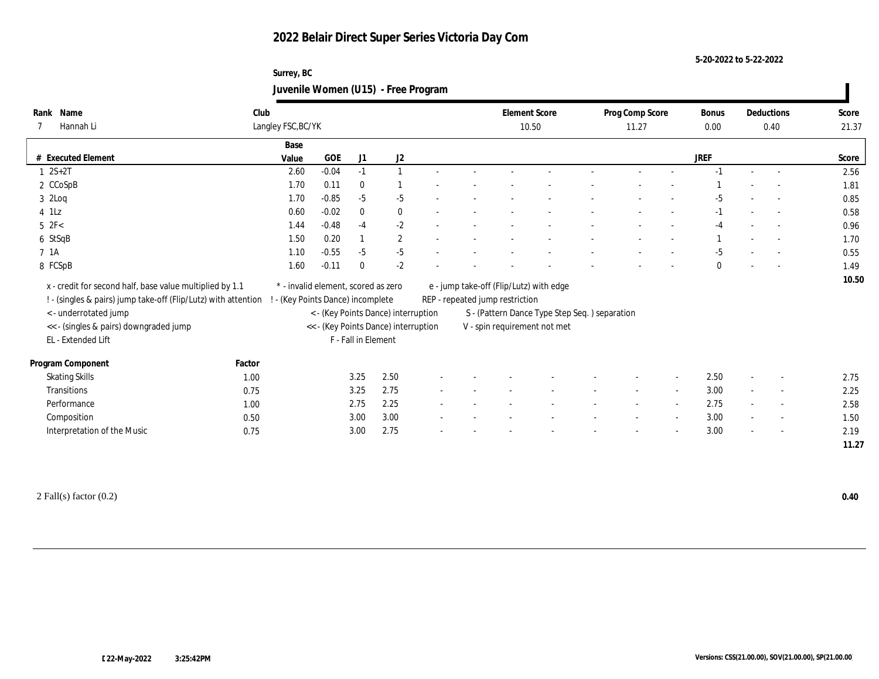# 2022 Belair Direct Super Series Victoria Day Com

5-20-2022 to 5-22-2022

Surrey, BC

## Juvenile Women (U15) - Free Program

| Rank | Name | Club | Element Score | Prog Comp Score | Bonus | Deductions | Score |
|---|---|---|---|---|---|---|---|
| 7 | Hannah Li | Langley FSC,BC/YK | 10.50 | 11.27 | 0.00 | 0.40 | 21.37 |

| # | Executed Element | Base Value | GOE | J1 | J2 | | | | | | | | | JREF | | | Score |
|---|---|---|---|---|---|---|---|---|---|---|---|---|---|---|---|---|---|
| 1 | 2S+2T | 2.60 | -0.04 | -1 | 1 | - | - | - | - | - | - | - | - | -1 | - | - | 2.56 |
| 2 | CCoSpB | 1.70 | 0.11 | 0 | 1 | - | - | - | - | - | - | - | - | 1 | - | - | 1.81 |
| 3 | 2Loq | 1.70 | -0.85 | -5 | -5 | - | - | - | - | - | - | - | - | -5 | - | - | 0.85 |
| 4 | 1Lz | 0.60 | -0.02 | 0 | 0 | - | - | - | - | - | - | - | - | -1 | - | - | 0.58 |
| 5 | 2F< | 1.44 | -0.48 | -4 | -2 | - | - | - | - | - | - | - | - | -4 | - | - | 0.96 |
| 6 | StSqB | 1.50 | 0.20 | 1 | 2 | - | - | - | - | - | - | - | - | 1 | - | - | 1.70 |
| 7 | 1A | 1.10 | -0.55 | -5 | -5 | - | - | - | - | - | - | - | - | -5 | - | - | 0.55 |
| 8 | FCSpB | 1.60 | -0.11 | 0 | -2 | - | - | - | - | - | - | - | - | 0 | - | - | 1.49 |
| | | | | | | | | | | | | | | | | | 10.50 |

x - credit for second half, base value multiplied by 1.1
! - (singles & pairs) jump take-off (Flip/Lutz) with attention
< - underrotated jump
<< - (singles & pairs) downgraded jump
EL - Extended Lift
* - invalid element, scored as zero
! - (Key Points Dance) incomplete
< - (Key Points Dance) interruption
<< - (Key Points Dance) interruption
F - Fall in Element
e - jump take-off (Flip/Lutz) with edge
REP - repeated jump restriction
S - (Pattern Dance Type Step Seq. ) separation
V - spin requirement not met

| Program Component | Factor | J1 | J2 | | | | | | | | | JREF | | | Score |
|---|---|---|---|---|---|---|---|---|---|---|---|---|---|---|---|
| Skating Skills | 1.00 | 3.25 | 2.50 | - | - | - | - | - | - | - | - | 2.50 | - | - | 2.75 |
| Transitions | 0.75 | 3.25 | 2.75 | - | - | - | - | - | - | - | - | 3.00 | - | - | 2.25 |
| Performance | 1.00 | 2.75 | 2.25 | - | - | - | - | - | - | - | - | 2.75 | - | - | 2.58 |
| Composition | 0.50 | 3.00 | 3.00 | - | - | - | - | - | - | - | - | 3.00 | - | - | 1.50 |
| Interpretation of the Music | 0.75 | 3.00 | 2.75 | - | - | - | - | - | - | - | - | 3.00 | - | - | 2.19 |
| | | | | | | | | | | | | | | | 11.27 |

2 Fall(s) factor (0.2) **0.40**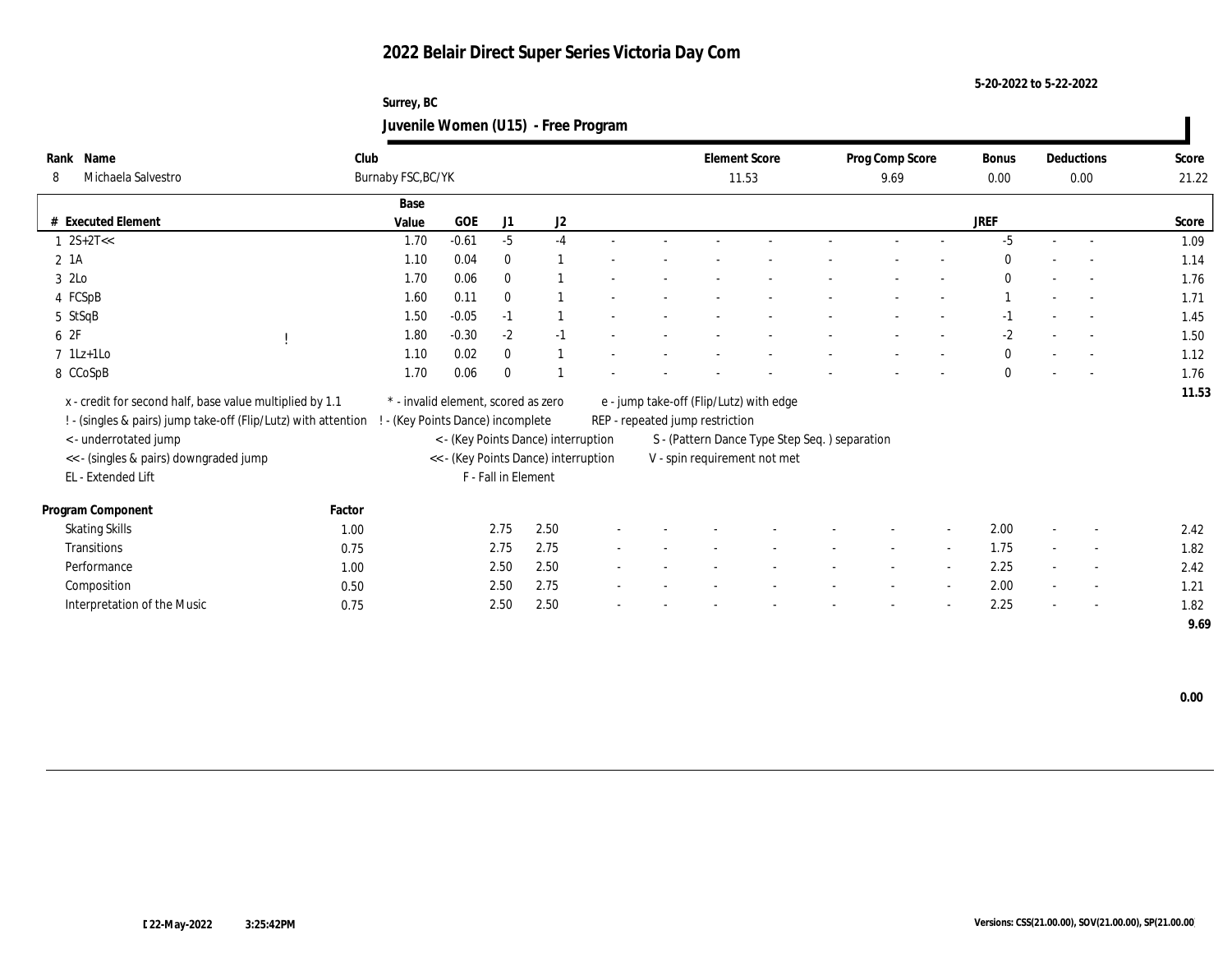# 2022 Belair Direct Super Series Victoria Day Com

5-20-2022 to 5-22-2022

Surrey, BC

## Juvenile Women (U15) - Free Program

| Rank | Name | Club | Element Score | Prog Comp Score | Bonus | Deductions | Score |
|---|---|---|---|---|---|---|---|
| 8 | Michaela Salvestro | Burnaby FSC,BC/YK | 11.53 | 9.69 | 0.00 | 0.00 | 21.22 |

| # | Executed Element | | Base Value | GOE | J1 | J2 | | | | | | | | | | JREF | | | Score |
|---|---|---|---|---|---|---|---|---|---|---|---|---|---|---|---|---|---|---|---|
| 1 | 2S+2T<< | | 1.70 | -0.61 | -5 | -4 | - | - | - | - | - | - | - | - | - | -5 | - | - | 1.09 |
| 2 | 1A | | 1.10 | 0.04 | 0 | 1 | - | - | - | - | - | - | - | - | - | 0 | - | - | 1.14 |
| 3 | 2Lo | | 1.70 | 0.06 | 0 | 1 | - | - | - | - | - | - | - | - | - | 0 | - | - | 1.76 |
| 4 | FCSpB | | 1.60 | 0.11 | 0 | 1 | - | - | - | - | - | - | - | - | - | 1 | - | - | 1.71 |
| 5 | StSqB | | 1.50 | -0.05 | -1 | 1 | - | - | - | - | - | - | - | - | - | -1 | - | - | 1.45 |
| 6 | 2F | ! | 1.80 | -0.30 | -2 | -1 | - | - | - | - | - | - | - | - | - | -2 | - | - | 1.50 |
| 7 | 1Lz+1Lo | | 1.10 | 0.02 | 0 | 1 | - | - | - | - | - | - | - | - | - | 0 | - | - | 1.12 |
| 8 | CCoSpB | | 1.70 | 0.06 | 0 | 1 | - | - | - | - | - | - | - | - | - | 0 | - | - | 1.76 |
| | | | | | | | | | | | | | | | | | | | 11.53 |

x - credit for second half, base value multiplied by 1.1
! - (singles & pairs) jump take-off (Flip/Lutz) with attention
< - underrotated jump
<< - (singles & pairs) downgraded jump
EL - Extended Lift
* - invalid element, scored as zero
! - (Key Points Dance) incomplete
< - (Key Points Dance) interruption
<< - (Key Points Dance) interruption
F - Fall in Element
e - jump take-off (Flip/Lutz) with edge
REP - repeated jump restriction
S - (Pattern Dance Type Step Seq. ) separation
V - spin requirement not met

| Program Component | Factor | J1 | J2 | | | | | | | | | | JREF | | | Score |
|---|---|---|---|---|---|---|---|---|---|---|---|---|---|---|---|---|
| Skating Skills | 1.00 | 2.75 | 2.50 | - | - | - | - | - | - | - | - | - | 2.00 | - | - | 2.42 |
| Transitions | 0.75 | 2.75 | 2.75 | - | - | - | - | - | - | - | - | - | 1.75 | - | - | 1.82 |
| Performance | 1.00 | 2.50 | 2.50 | - | - | - | - | - | - | - | - | - | 2.25 | - | - | 2.42 |
| Composition | 0.50 | 2.50 | 2.75 | - | - | - | - | - | - | - | - | - | 2.00 | - | - | 1.21 |
| Interpretation of the Music | 0.75 | 2.50 | 2.50 | - | - | - | - | - | - | - | - | - | 2.25 | - | - | 1.82 |
| | | | | | | | | | | | | | | | | 9.69 |

0.00

22-May-2022 3:25:42PM

Versions: CSS(21.00.00), SOV(21.00.00), SP(21.00.00)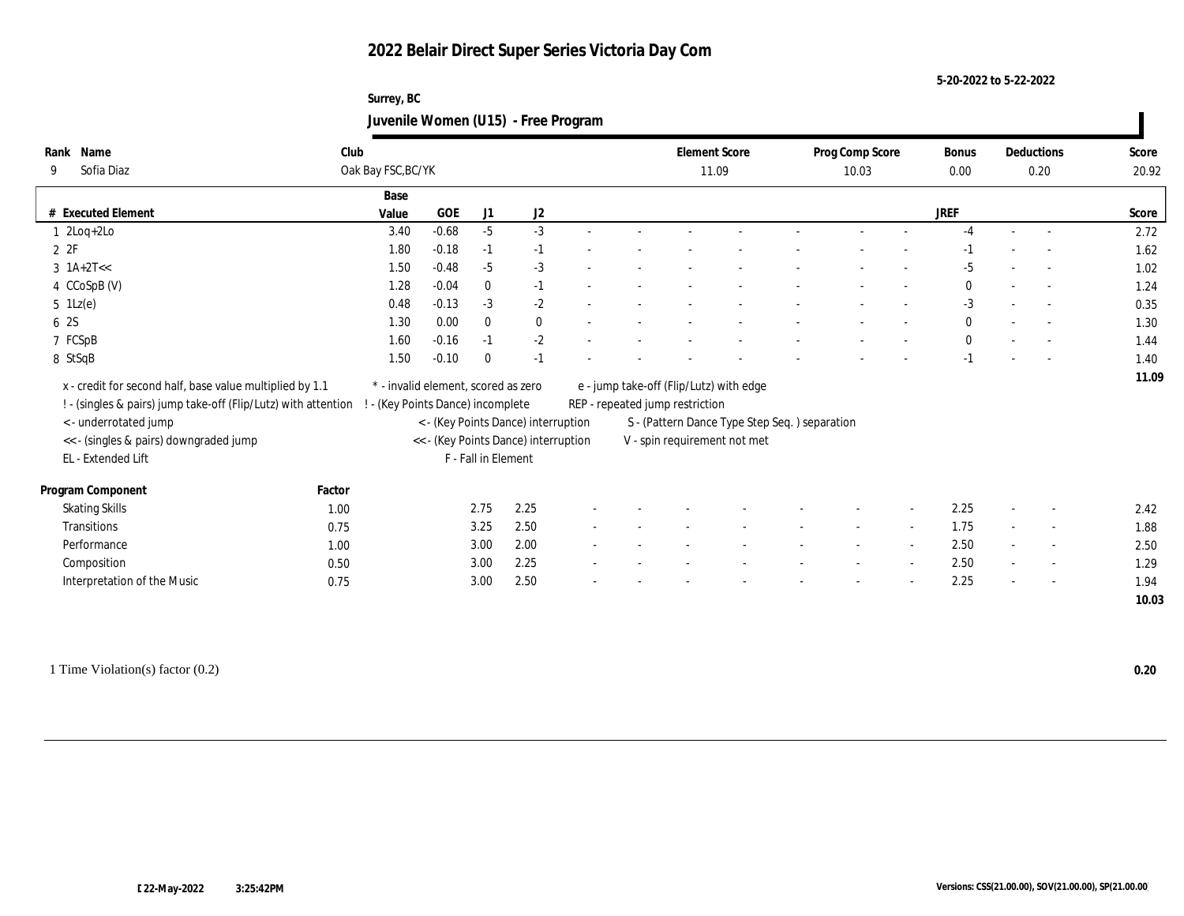# 2022 Belair Direct Super Series Victoria Day Com

5-20-2022 to 5-22-2022

Surrey, BC

## Juvenile Women (U15) - Free Program

| Rank | Name | Club | Element Score | Prog Comp Score | Bonus | Deductions | Score |
|---|---|---|---|---|---|---|---|
| 9 | Sofia Diaz | Oak Bay FSC,BC/YK | 11.09 | 10.03 | 0.00 | 0.20 | 20.92 |

| # | Executed Element | Base Value | GOE | J1 | J2 | | | | | | | | | | JREF | | | Score |
|---|---|---|---|---|---|---|---|---|---|---|---|---|---|---|---|---|---|---|
| 1 | 2Loq+2Lo | 3.40 | -0.68 | -5 | -3 | - | - | - | - | - | - | - | - | | -4 | - | - | 2.72 |
| 2 | 2F | 1.80 | -0.18 | -1 | -1 | - | - | - | - | - | - | - | - | | -1 | - | - | 1.62 |
| 3 | 1A+2T<< | 1.50 | -0.48 | -5 | -3 | - | - | - | - | - | - | - | - | | -5 | - | - | 1.02 |
| 4 | CCoSpB (V) | 1.28 | -0.04 | 0 | -1 | - | - | - | - | - | - | - | - | | 0 | - | - | 1.24 |
| 5 | 1Lz(e) | 0.48 | -0.13 | -3 | -2 | - | - | - | - | - | - | - | - | | -3 | - | - | 0.35 |
| 6 | 2S | 1.30 | 0.00 | 0 | 0 | - | - | - | - | - | - | - | - | | 0 | - | - | 1.30 |
| 7 | FCSpB | 1.60 | -0.16 | -1 | -2 | - | - | - | - | - | - | - | - | | 0 | - | - | 1.44 |
| 8 | StSqB | 1.50 | -0.10 | 0 | -1 | - | - | - | - | - | - | - | - | | -1 | - | - | 1.40 |
| | | | | | | | | | | | | | | | | | | 11.09 |

x - credit for second half, base value multiplied by 1.1
! - (singles & pairs) jump take-off (Flip/Lutz) with attention
< - underrotated jump
<< - (singles & pairs) downgraded jump
EL - Extended Lift
* - invalid element, scored as zero
! - (Key Points Dance) incomplete
< - (Key Points Dance) interruption
<< - (Key Points Dance) interruption
F - Fall in Element
e - jump take-off (Flip/Lutz) with edge
REP - repeated jump restriction
S - (Pattern Dance Type Step Seq. ) separation
V - spin requirement not met

| Program Component | Factor | J1 | J2 | | | | | | | | | | JREF | | | Score |
|---|---|---|---|---|---|---|---|---|---|---|---|---|---|---|---|---|
| Skating Skills | 1.00 | 2.75 | 2.25 | - | - | - | - | - | - | - | - | - | 2.25 | - | - | 2.42 |
| Transitions | 0.75 | 3.25 | 2.50 | - | - | - | - | - | - | - | - | - | 1.75 | - | - | 1.88 |
| Performance | 1.00 | 3.00 | 2.00 | - | - | - | - | - | - | - | - | - | 2.50 | - | - | 2.50 |
| Composition | 0.50 | 3.00 | 2.25 | - | - | - | - | - | - | - | - | - | 2.50 | - | - | 1.29 |
| Interpretation of the Music | 0.75 | 3.00 | 2.50 | - | - | - | - | - | - | - | - | - | 2.25 | - | - | 1.94 |
| | | | | | | | | | | | | | | | | 10.03 |

1 Time Violation(s) factor (0.2) **0.20**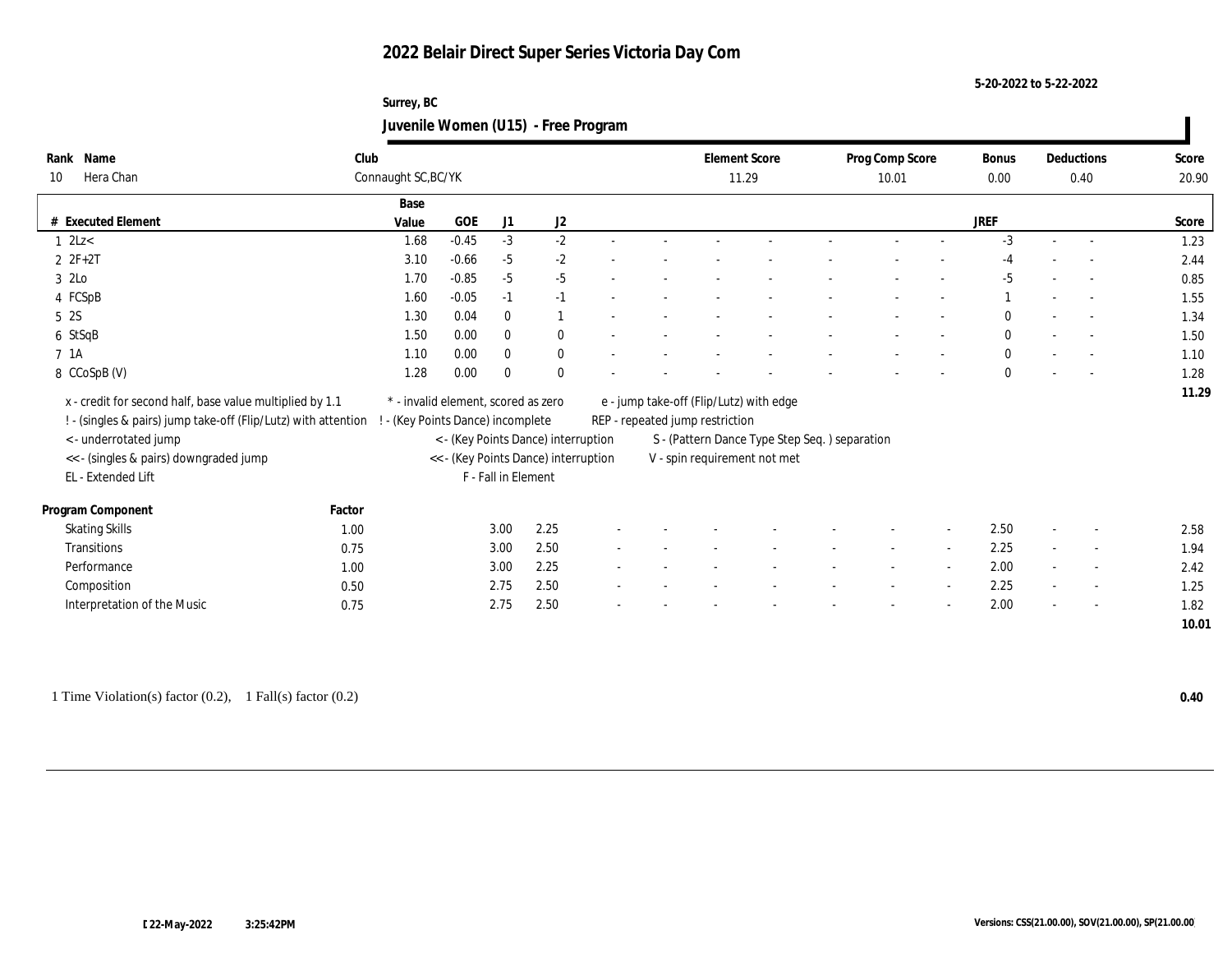# 2022 Belair Direct Super Series Victoria Day Com

5-20-2022 to 5-22-2022

Surrey, BC

## Juvenile Women (U15) - Free Program

| Rank | Name | Club | Element Score | Prog Comp Score | Bonus | Deductions | Score |
|---|---|---|---|---|---|---|---|
| 10 | Hera Chan | Connaught SC,BC/YK | 11.29 | 10.01 | 0.00 | 0.40 | 20.90 |

| # | Executed Element | Base Value | GOE | J1 | J2 | | | | | | | | | JREF | | | Score |
|---|---|---|---|---|---|---|---|---|---|---|---|---|---|---|---|---|---|
| 1 | 2Lz< | 1.68 | -0.45 | -3 | -2 | - | - | - | - | - | - | - | - | -3 | - | - | 1.23 |
| 2 | 2F+2T | 3.10 | -0.66 | -5 | -2 | - | - | - | - | - | - | - | - | -4 | - | - | 2.44 |
| 3 | 2Lo | 1.70 | -0.85 | -5 | -5 | - | - | - | - | - | - | - | - | -5 | - | - | 0.85 |
| 4 | FCSpB | 1.60 | -0.05 | -1 | -1 | - | - | - | - | - | - | - | - | 1 | - | - | 1.55 |
| 5 | 2S | 1.30 | 0.04 | 0 | 1 | - | - | - | - | - | - | - | - | 0 | - | - | 1.34 |
| 6 | StSqB | 1.50 | 0.00 | 0 | 0 | - | - | - | - | - | - | - | - | 0 | - | - | 1.50 |
| 7 | 1A | 1.10 | 0.00 | 0 | 0 | - | - | - | - | - | - | - | - | 0 | - | - | 1.10 |
| 8 | CCoSpB (V) | 1.28 | 0.00 | 0 | 0 | - | - | - | - | - | - | - | - | 0 | - | - | 1.28 |
| | | | | | | | | | | | | | | | | | 11.29 |

x - credit for second half, base value multiplied by 1.1
! - (singles & pairs) jump take-off (Flip/Lutz) with attention
< - underrotated jump
<< - (singles & pairs) downgraded jump
EL - Extended Lift
* - invalid element, scored as zero
! - (Key Points Dance) incomplete
< - (Key Points Dance) interruption
<< - (Key Points Dance) interruption
F - Fall in Element
e - jump take-off (Flip/Lutz) with edge
REP - repeated jump restriction
S - (Pattern Dance Type Step Seq. ) separation
V - spin requirement not met

| Program Component | Factor | J1 | J2 | | | | | | | | | JREF | | | Score |
|---|---|---|---|---|---|---|---|---|---|---|---|---|---|---|---|
| Skating Skills | 1.00 | 3.00 | 2.25 | - | - | - | - | - | - | - | - | 2.50 | - | - | 2.58 |
| Transitions | 0.75 | 3.00 | 2.50 | - | - | - | - | - | - | - | - | 2.25 | - | - | 1.94 |
| Performance | 1.00 | 3.00 | 2.25 | - | - | - | - | - | - | - | - | 2.00 | - | - | 2.42 |
| Composition | 0.50 | 2.75 | 2.50 | - | - | - | - | - | - | - | - | 2.25 | - | - | 1.25 |
| Interpretation of the Music | 0.75 | 2.75 | 2.50 | - | - | - | - | - | - | - | - | 2.00 | - | - | 1.82 |
| | | | | | | | | | | | | | | | 10.01 |

1 Time Violation(s) factor (0.2), 1 Fall(s) factor (0.2) **0.40**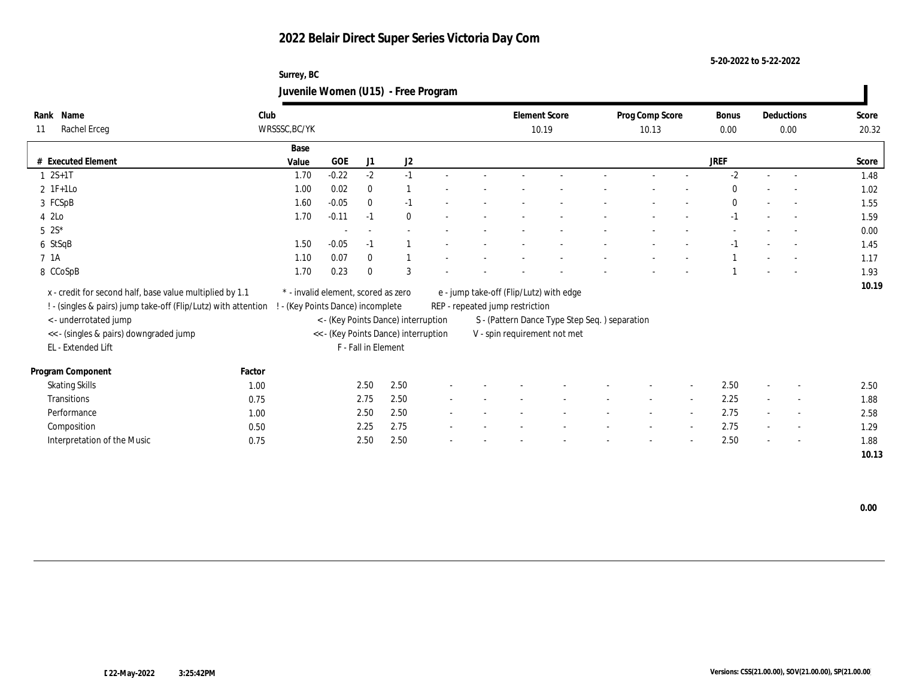# 2022 Belair Direct Super Series Victoria Day Com

5-20-2022 to 5-22-2022

Surrey, BC

## Juvenile Women (U15) - Free Program

| Rank | Name | Club | Element Score | Prog Comp Score | Bonus | Deductions | Score |
|---|---|---|---|---|---|---|---|
| 11 | Rachel Erceg | WRSSSC,BC/YK | 10.19 | 10.13 | 0.00 | 0.00 | 20.32 |

| # | Executed Element | Base Value | GOE | J1 | J2 | | | | | | | | | | JREF | | | Score |
|---|---|---|---|---|---|---|---|---|---|---|---|---|---|---|---|---|---|---|
| 1 | 2S+1T | 1.70 | -0.22 | -2 | -1 | - | - | - | - | - | - | - | - | - | -2 | - | - | 1.48 |
| 2 | 1F+1Lo | 1.00 | 0.02 | 0 | 1 | - | - | - | - | - | - | - | - | - | 0 | - | - | 1.02 |
| 3 | FCSpB | 1.60 | -0.05 | 0 | -1 | - | - | - | - | - | - | - | - | - | 0 | - | - | 1.55 |
| 4 | 2Lo | 1.70 | -0.11 | -1 | 0 | - | - | - | - | - | - | - | - | - | -1 | - | - | 1.59 |
| 5 | 2S* | | - | - | - | - | - | - | - | - | - | - | - | - | - | - | - | 0.00 |
| 6 | StSqB | 1.50 | -0.05 | -1 | 1 | - | - | - | - | - | - | - | - | - | -1 | - | - | 1.45 |
| 7 | 1A | 1.10 | 0.07 | 0 | 1 | - | - | - | - | - | - | - | - | - | 1 | - | - | 1.17 |
| 8 | CCoSpB | 1.70 | 0.23 | 0 | 3 | - | - | - | - | - | - | - | - | - | 1 | - | - | 1.93 |
| | | | | | | | | | | | | | | | | | | 10.19 |

x - credit for second half, base value multiplied by 1.1
! - (singles & pairs) jump take-off (Flip/Lutz) with attention
< - underrotated jump
<< - (singles & pairs) downgraded jump
EL - Extended Lift
\* - invalid element, scored as zero
! - (Key Points Dance) incomplete
< - (Key Points Dance) interruption
<< - (Key Points Dance) interruption
F - Fall in Element
e - jump take-off (Flip/Lutz) with edge
REP - repeated jump restriction
S - (Pattern Dance Type Step Seq. ) separation
V - spin requirement not met

| Program Component | Factor | J1 | J2 | | | | | | | | | | JREF | | | Score |
|---|---|---|---|---|---|---|---|---|---|---|---|---|---|---|---|---|
| Skating Skills | 1.00 | 2.50 | 2.50 | - | - | - | - | - | - | - | - | - | 2.50 | - | - | 2.50 |
| Transitions | 0.75 | 2.75 | 2.50 | - | - | - | - | - | - | - | - | - | 2.25 | - | - | 1.88 |
| Performance | 1.00 | 2.50 | 2.50 | - | - | - | - | - | - | - | - | - | 2.75 | - | - | 2.58 |
| Composition | 0.50 | 2.25 | 2.75 | - | - | - | - | - | - | - | - | - | 2.75 | - | - | 1.29 |
| Interpretation of the Music | 0.75 | 2.50 | 2.50 | - | - | - | - | - | - | - | - | - | 2.50 | - | - | 1.88 |
| | | | | | | | | | | | | | | | | 10.13 |

0.00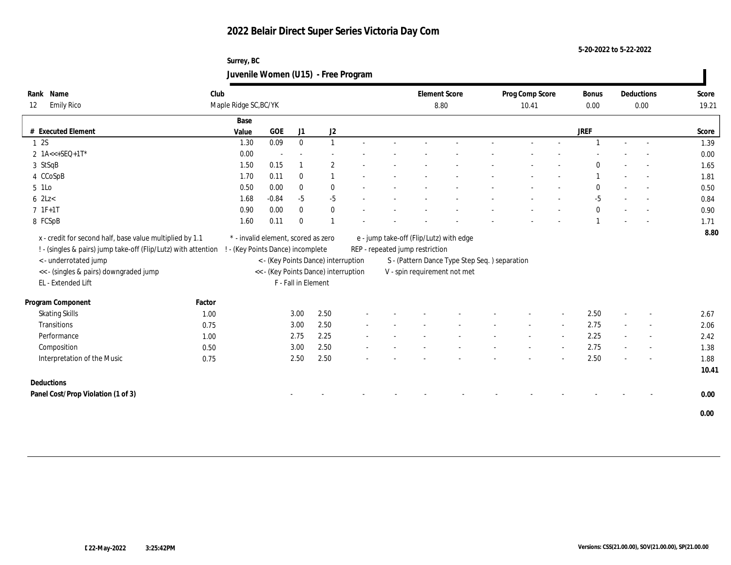# 2022 Belair Direct Super Series Victoria Day Com

5-20-2022 to 5-22-2022

Surrey, BC

## Juvenile Women (U15) - Free Program

| Rank | Name | Club | Element Score | Prog Comp Score | Bonus | Deductions | Score |
|---|---|---|---|---|---|---|---|
| 12 | Emily Rico | Maple Ridge SC,BC/YK | 8.80 | 10.41 | 0.00 | 0.00 | 19.21 |

| # | Executed Element | Base Value | GOE | J1 | J2 | JREF | Score |
|---|---|---|---|---|---|---|---|
| 1 | 2S | 1.30 | 0.09 | 0 | 1 | 1 | 1.39 |
| 2 | 1A<<+SEQ+1T* | 0.00 | - | - | - | - | 0.00 |
| 3 | StSqB | 1.50 | 0.15 | 1 | 2 | 0 | 1.65 |
| 4 | CCoSpB | 1.70 | 0.11 | 0 | 1 | 1 | 1.81 |
| 5 | 1Lo | 0.50 | 0.00 | 0 | 0 | 0 | 0.50 |
| 6 | 2Lz< | 1.68 | -0.84 | -5 | -5 | -5 | 0.84 |
| 7 | 1F+1T | 0.90 | 0.00 | 0 | 0 | 0 | 0.90 |
| 8 | FCSpB | 1.60 | 0.11 | 0 | 1 | 1 | 1.71 |
| | | | | | | | 8.80 |

x - credit for second half, base value multiplied by 1.1
! - (singles & pairs) jump take-off (Flip/Lutz) with attention
< - underrotated jump
<< - (singles & pairs) downgraded jump
EL - Extended Lift
\* - invalid element, scored as zero
! - (Key Points Dance) incomplete
< - (Key Points Dance) interruption
<< - (Key Points Dance) interruption
F - Fall in Element
e - jump take-off (Flip/Lutz) with edge
REP - repeated jump restriction
S - (Pattern Dance Type Step Seq. ) separation
V - spin requirement not met

| Program Component | Factor | J1 | J2 | JREF | Score |
|---|---|---|---|---|---|
| Skating Skills | 1.00 | 3.00 | 2.50 | 2.50 | 2.67 |
| Transitions | 0.75 | 3.00 | 2.50 | 2.75 | 2.06 |
| Performance | 1.00 | 2.75 | 2.25 | 2.25 | 2.42 |
| Composition | 0.50 | 3.00 | 2.50 | 2.75 | 1.38 |
| Interpretation of the Music | 0.75 | 2.50 | 2.50 | 2.50 | 1.88 |
| | | | | | 10.41 |

| Deductions | | | | Score |
|---|---|---|---|---|
| Panel Cost/Prop Violation (1 of 3) | - | - | - | 0.00 |
| | | | | 0.00 |

22-May-2022 3:25:42PM

Versions: CSS(21.00.00), SOV(21.00.00), SP(21.00.00)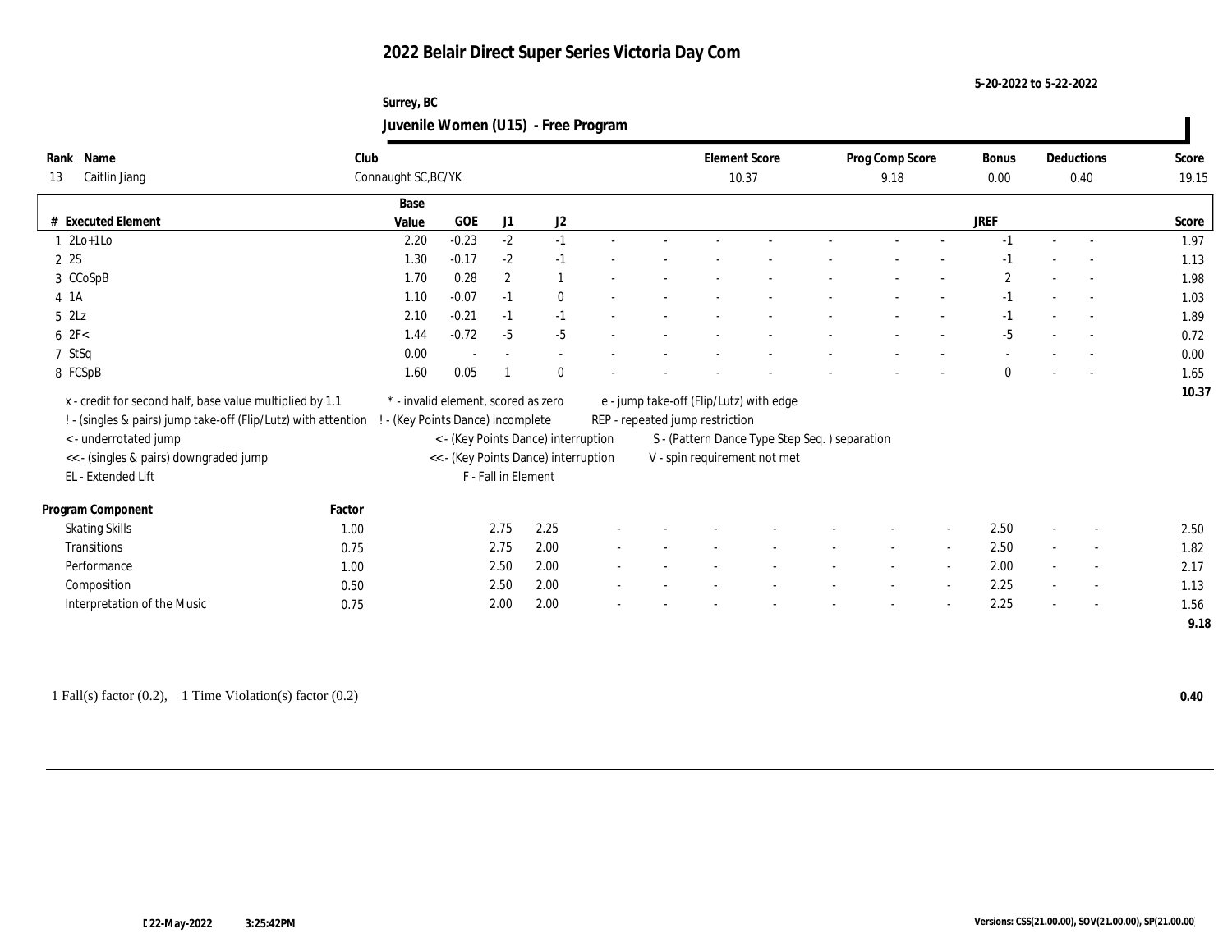# 2022 Belair Direct Super Series Victoria Day Com

5-20-2022 to 5-22-2022

Surrey, BC

## Juvenile Women (U15) - Free Program

| Rank | Name | Club | Element Score | Prog Comp Score | Bonus | Deductions | Score |
|---|---|---|---|---|---|---|---|
| 13 | Caitlin Jiang | Connaught SC,BC/YK | 10.37 | 9.18 | 0.00 | 0.40 | 19.15 |

| # | Executed Element | Base Value | GOE | J1 | J2 | | | | | | | | | JREF | | | Score |
|---|---|---|---|---|---|---|---|---|---|---|---|---|---|---|---|---|---|
| 1 | 2Lo+1Lo | 2.20 | -0.23 | -2 | -1 | - | - | - | - | - | - | - | - | -1 | - | - | 1.97 |
| 2 | 2S | 1.30 | -0.17 | -2 | -1 | - | - | - | - | - | - | - | - | -1 | - | - | 1.13 |
| 3 | CCoSpB | 1.70 | 0.28 | 2 | 1 | - | - | - | - | - | - | - | - | 2 | - | - | 1.98 |
| 4 | 1A | 1.10 | -0.07 | -1 | 0 | - | - | - | - | - | - | - | - | -1 | - | - | 1.03 |
| 5 | 2Lz | 2.10 | -0.21 | -1 | -1 | - | - | - | - | - | - | - | - | -1 | - | - | 1.89 |
| 6 | 2F< | 1.44 | -0.72 | -5 | -5 | - | - | - | - | - | - | - | - | -5 | - | - | 0.72 |
| 7 | StSq | 0.00 | - | - | - | - | - | - | - | - | - | - | - | - | - | - | 0.00 |
| 8 | FCSpB | 1.60 | 0.05 | 1 | 0 | - | - | - | - | - | - | - | - | 0 | - | - | 1.65 |
| | | | | | | | | | | | | | | | | | 10.37 |

x - credit for second half, base value multiplied by 1.1
! - (singles & pairs) jump take-off (Flip/Lutz) with attention
< - underrotated jump
<< - (singles & pairs) downgraded jump
EL - Extended Lift
* - invalid element, scored as zero
! - (Key Points Dance) incomplete
< - (Key Points Dance) interruption
<< - (Key Points Dance) interruption
F - Fall in Element
e - jump take-off (Flip/Lutz) with edge
REP - repeated jump restriction
S - (Pattern Dance Type Step Seq. ) separation
V - spin requirement not met

| Program Component | Factor | J1 | J2 | | | | | | | | | JREF | | | Score |
|---|---|---|---|---|---|---|---|---|---|---|---|---|---|---|---|
| Skating Skills | 1.00 | 2.75 | 2.25 | - | - | - | - | - | - | - | - | 2.50 | - | - | 2.50 |
| Transitions | 0.75 | 2.75 | 2.00 | - | - | - | - | - | - | - | - | 2.50 | - | - | 1.82 |
| Performance | 1.00 | 2.50 | 2.00 | - | - | - | - | - | - | - | - | 2.00 | - | - | 2.17 |
| Composition | 0.50 | 2.50 | 2.00 | - | - | - | - | - | - | - | - | 2.25 | - | - | 1.13 |
| Interpretation of the Music | 0.75 | 2.00 | 2.00 | - | - | - | - | - | - | - | - | 2.25 | - | - | 1.56 |
| | | | | | | | | | | | | | | | 9.18 |

1 Fall(s) factor (0.2), 1 Time Violation(s) factor (0.2) **0.40**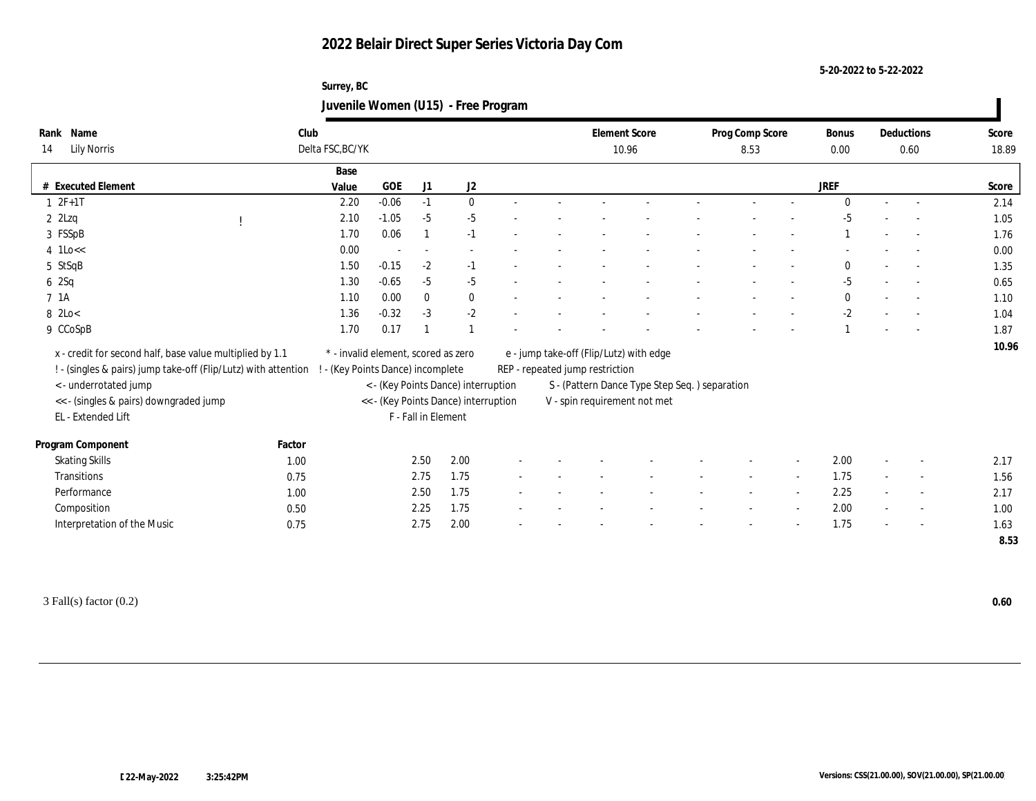# 2022 Belair Direct Super Series Victoria Day Com

5-20-2022 to 5-22-2022

Surrey, BC

## Juvenile Women (U15) - Free Program

| Rank | Name | Club | Element Score | Prog Comp Score | Bonus | Deductions | Score |
|---|---|---|---|---|---|---|---|
| 14 | Lily Norris | Delta FSC,BC/YK | 10.96 | 8.53 | 0.00 | 0.60 | 18.89 |

| # | Executed Element | | Base Value | GOE | J1 | J2 | | | | | | | | | | JREF | | | Score |
|---|---|---|---|---|---|---|---|---|---|---|---|---|---|---|---|---|---|---|---|
| 1 | 2F+1T | | 2.20 | -0.06 | -1 | 0 | - | - | - | - | - | - | - | - | 0 | - | - | 2.14 |
| 2 | 2Lzq | ! | 2.10 | -1.05 | -5 | -5 | - | - | - | - | - | - | - | - | -5 | - | - | 1.05 |
| 3 | FSSpB | | 1.70 | 0.06 | 1 | -1 | - | - | - | - | - | - | - | - | 1 | - | - | 1.76 |
| 4 | 1Lo<< | | 0.00 | - | - | - | - | - | - | - | - | - | - | - | - | - | - | 0.00 |
| 5 | StSqB | | 1.50 | -0.15 | -2 | -1 | - | - | - | - | - | - | - | - | 0 | - | - | 1.35 |
| 6 | 2Sq | | 1.30 | -0.65 | -5 | -5 | - | - | - | - | - | - | - | - | -5 | - | - | 0.65 |
| 7 | 1A | | 1.10 | 0.00 | 0 | 0 | - | - | - | - | - | - | - | - | 0 | - | - | 1.10 |
| 8 | 2Lo< | | 1.36 | -0.32 | -3 | -2 | - | - | - | - | - | - | - | - | -2 | - | - | 1.04 |
| 9 | CCoSpB | | 1.70 | 0.17 | 1 | 1 | - | - | - | - | - | - | - | - | 1 | - | - | 1.87 |
| | | | | | | | | | | | | | | | | | | 10.96 |

x - credit for second half, base value multiplied by 1.1
! - (singles & pairs) jump take-off (Flip/Lutz) with attention
< - underrotated jump
<< - (singles & pairs) downgraded jump
EL - Extended Lift
\* - invalid element, scored as zero
! - (Key Points Dance) incomplete
< - (Key Points Dance) interruption
<< - (Key Points Dance) interruption
F - Fall in Element
e - jump take-off (Flip/Lutz) with edge
REP - repeated jump restriction
S - (Pattern Dance Type Step Seq. ) separation
V - spin requirement not met

| Program Component | Factor | J1 | J2 | | | | | | | | | JREF | | | Score |
|---|---|---|---|---|---|---|---|---|---|---|---|---|---|---|---|
| Skating Skills | 1.00 | 2.50 | 2.00 | - | - | - | - | - | - | - | 2.00 | - | - | 2.17 |
| Transitions | 0.75 | 2.75 | 1.75 | - | - | - | - | - | - | - | 1.75 | - | - | 1.56 |
| Performance | 1.00 | 2.50 | 1.75 | - | - | - | - | - | - | - | 2.25 | - | - | 2.17 |
| Composition | 0.50 | 2.25 | 1.75 | - | - | - | - | - | - | - | 2.00 | - | - | 1.00 |
| Interpretation of the Music | 0.75 | 2.75 | 2.00 | - | - | - | - | - | - | - | 1.75 | - | - | 1.63 |
| | | | | | | | | | | | | | | | 8.53 |

3 Fall(s) factor (0.2) **0.60**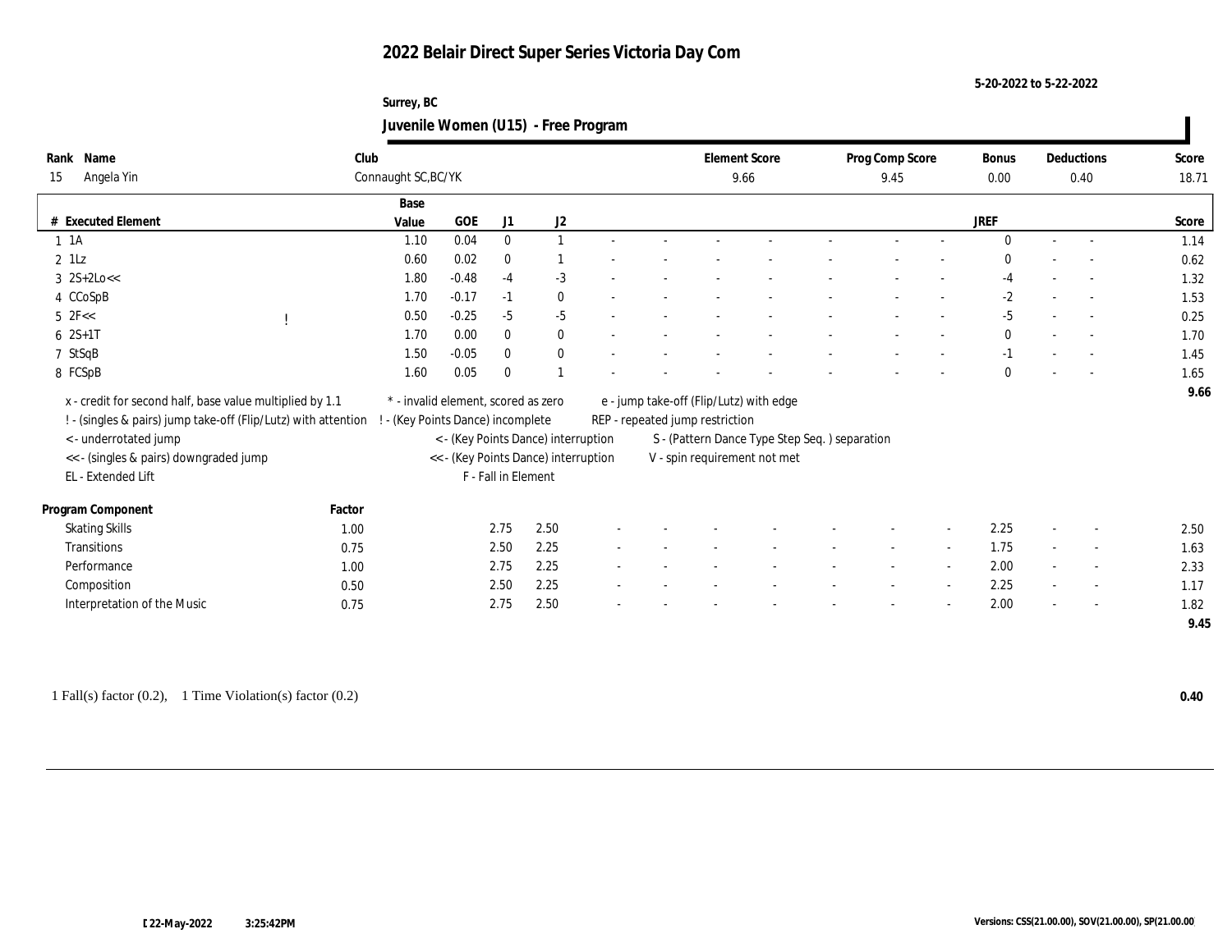# 2022 Belair Direct Super Series Victoria Day Com

5-20-2022 to 5-22-2022

Surrey, BC

## Juvenile Women (U15) - Free Program

| Rank | Name | Club | Element Score | Prog Comp Score | Bonus | Deductions | Score |
|---|---|---|---|---|---|---|---|
| 15 | Angela Yin | Connaught SC,BC/YK | 9.66 | 9.45 | 0.00 | 0.40 | 18.71 |

| # | Executed Element | | Base Value | GOE | J1 | J2 | | | | | | | | | | JREF | | | Score |
|---|---|---|---|---|---|---|---|---|---|---|---|---|---|---|---|---|---|---|---|
| 1 | 1A | | 1.10 | 0.04 | 0 | 1 | - | - | - | - | - | - | - | - | - | 0 | - | - | 1.14 |
| 2 | 1Lz | | 0.60 | 0.02 | 0 | 1 | - | - | - | - | - | - | - | - | - | 0 | - | - | 0.62 |
| 3 | 2S+2Lo<< | | 1.80 | -0.48 | -4 | -3 | - | - | - | - | - | - | - | - | - | -4 | - | - | 1.32 |
| 4 | CCoSpB | | 1.70 | -0.17 | -1 | 0 | - | - | - | - | - | - | - | - | - | -2 | - | - | 1.53 |
| 5 | 2F<< | ! | 0.50 | -0.25 | -5 | -5 | - | - | - | - | - | - | - | - | - | -5 | - | - | 0.25 |
| 6 | 2S+1T | | 1.70 | 0.00 | 0 | 0 | - | - | - | - | - | - | - | - | - | 0 | - | - | 1.70 |
| 7 | StSqB | | 1.50 | -0.05 | 0 | 0 | - | - | - | - | - | - | - | - | - | -1 | - | - | 1.45 |
| 8 | FCSpB | | 1.60 | 0.05 | 0 | 1 | - | - | - | - | - | - | - | - | - | 0 | - | - | 1.65 |
| | | | | | | | | | | | | | | | | | | | 9.66 |

x - credit for second half, base value multiplied by 1.1
! - (singles & pairs) jump take-off (Flip/Lutz) with attention
< - underrotated jump
<< - (singles & pairs) downgraded jump
EL - Extended Lift

* - invalid element, scored as zero
! - (Key Points Dance) incomplete
< - (Key Points Dance) interruption
<< - (Key Points Dance) interruption
F - Fall in Element

e - jump take-off (Flip/Lutz) with edge
REP - repeated jump restriction
S - (Pattern Dance Type Step Seq. ) separation
V - spin requirement not met

| Program Component | Factor | J1 | J2 | | | | | | | | | | JREF | | | Score |
|---|---|---|---|---|---|---|---|---|---|---|---|---|---|---|---|---|
| Skating Skills | 1.00 | 2.75 | 2.50 | - | - | - | - | - | - | - | - | - | 2.25 | - | - | 2.50 |
| Transitions | 0.75 | 2.50 | 2.25 | - | - | - | - | - | - | - | - | - | 1.75 | - | - | 1.63 |
| Performance | 1.00 | 2.75 | 2.25 | - | - | - | - | - | - | - | - | - | 2.00 | - | - | 2.33 |
| Composition | 0.50 | 2.50 | 2.25 | - | - | - | - | - | - | - | - | - | 2.25 | - | - | 1.17 |
| Interpretation of the Music | 0.75 | 2.75 | 2.50 | - | - | - | - | - | - | - | - | - | 2.00 | - | - | 1.82 |
| | | | | | | | | | | | | | | | | 9.45 |

1 Fall(s) factor (0.2), 1 Time Violation(s) factor (0.2) **0.40**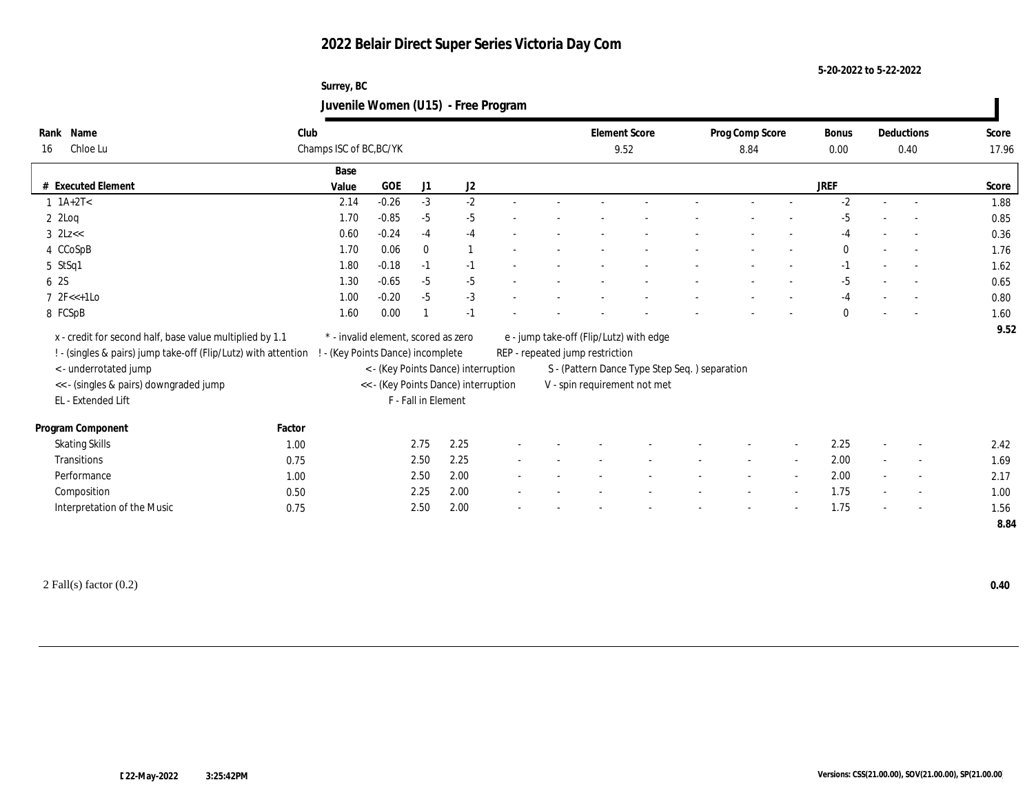# 2022 Belair Direct Super Series Victoria Day Com

5-20-2022 to 5-22-2022

Surrey, BC

## Juvenile Women (U15) - Free Program

| Rank | Name | Club | Element Score | Prog Comp Score | Bonus | Deductions | Score |
|---|---|---|---|---|---|---|---|
| 16 | Chloe Lu | Champs ISC of BC,BC/YK | 9.52 | 8.84 | 0.00 | 0.40 | 17.96 |

| # | Executed Element | Base Value | GOE | J1 | J2 | | | | | | | | | | JREF | | | Score |
|---|---|---|---|---|---|---|---|---|---|---|---|---|---|---|---|---|---|---|
| 1 | 1A+2T< | 2.14 | -0.26 | -3 | -2 | - | - | - | - | - | - | - | - | - | -2 | - | - | 1.88 |
| 2 | 2Loq | 1.70 | -0.85 | -5 | -5 | - | - | - | - | - | - | - | - | - | -5 | - | - | 0.85 |
| 3 | 2Lz<< | 0.60 | -0.24 | -4 | -4 | - | - | - | - | - | - | - | - | - | -4 | - | - | 0.36 |
| 4 | CCoSpB | 1.70 | 0.06 | 0 | 1 | - | - | - | - | - | - | - | - | - | 0 | - | - | 1.76 |
| 5 | StSq1 | 1.80 | -0.18 | -1 | -1 | - | - | - | - | - | - | - | - | - | -1 | - | - | 1.62 |
| 6 | 2S | 1.30 | -0.65 | -5 | -5 | - | - | - | - | - | - | - | - | - | -5 | - | - | 0.65 |
| 7 | 2F<<+1Lo | 1.00 | -0.20 | -5 | -3 | - | - | - | - | - | - | - | - | - | -4 | - | - | 0.80 |
| 8 | FCSpB | 1.60 | 0.00 | 1 | -1 | - | - | - | - | - | - | - | - | - | 0 | - | - | 1.60 |
| | | | | | | | | | | | | | | | | | | 9.52 |

x - credit for second half, base value multiplied by 1.1
! - (singles & pairs) jump take-off (Flip/Lutz) with attention
< - underrotated jump
<< - (singles & pairs) downgraded jump
EL - Extended Lift

* - invalid element, scored as zero
! - (Key Points Dance) incomplete
< - (Key Points Dance) interruption
<< - (Key Points Dance) interruption
F - Fall in Element

e - jump take-off (Flip/Lutz) with edge
REP - repeated jump restriction
S - (Pattern Dance Type Step Seq. ) separation
V - spin requirement not met

| Program Component | Factor | J1 | J2 | | | | | | | | | | JREF | | | Score |
|---|---|---|---|---|---|---|---|---|---|---|---|---|---|---|---|---|
| Skating Skills | 1.00 | 2.75 | 2.25 | - | - | - | - | - | - | - | - | - | 2.25 | - | - | 2.42 |
| Transitions | 0.75 | 2.50 | 2.25 | - | - | - | - | - | - | - | - | - | 2.00 | - | - | 1.69 |
| Performance | 1.00 | 2.50 | 2.00 | - | - | - | - | - | - | - | - | - | 2.00 | - | - | 2.17 |
| Composition | 0.50 | 2.25 | 2.00 | - | - | - | - | - | - | - | - | - | 1.75 | - | - | 1.00 |
| Interpretation of the Music | 0.75 | 2.50 | 2.00 | - | - | - | - | - | - | - | - | - | 1.75 | - | - | 1.56 |
| | | | | | | | | | | | | | | | | 8.84 |

2 Fall(s) factor (0.2) **0.40**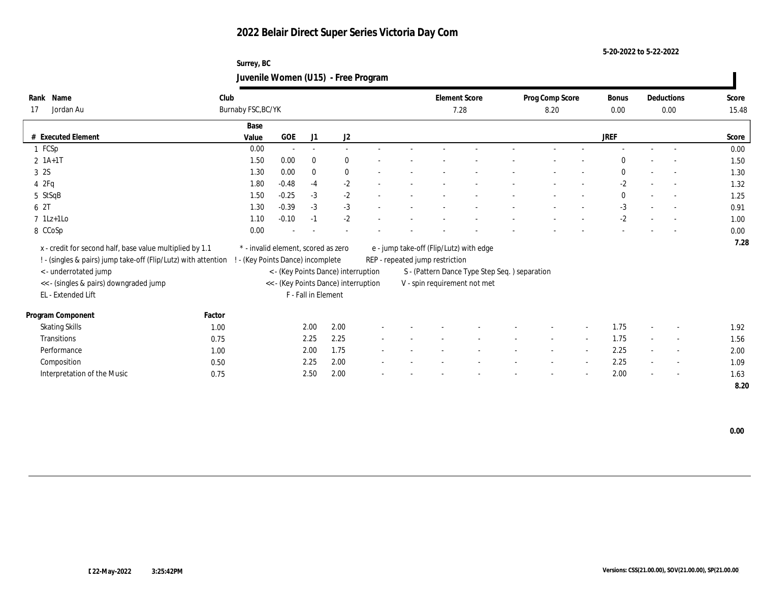# 2022 Belair Direct Super Series Victoria Day Com

5-20-2022 to 5-22-2022

Surrey, BC

## Juvenile Women (U15) - Free Program

| Rank | Name | Club | Element Score | Prog Comp Score | Bonus | Deductions | Score |
|---|---|---|---|---|---|---|---|
| 17 | Jordan Au | Burnaby FSC,BC/YK | 7.28 | 8.20 | 0.00 | 0.00 | 15.48 |

| # | Executed Element | Base Value | GOE | J1 | J2 | | | | | | | | | JREF | | | Score |
|---|---|---|---|---|---|---|---|---|---|---|---|---|---|---|---|---|---|
| 1 | FCSp | 0.00 | - | - | - | - | - | - | - | - | - | - | - | - | - | - | 0.00 |
| 2 | 1A+1T | 1.50 | 0.00 | 0 | 0 | - | - | - | - | - | - | - | - | 0 | - | - | 1.50 |
| 3 | 2S | 1.30 | 0.00 | 0 | 0 | - | - | - | - | - | - | - | - | 0 | - | - | 1.30 |
| 4 | 2Fq | 1.80 | -0.48 | -4 | -2 | - | - | - | - | - | - | - | - | -2 | - | - | 1.32 |
| 5 | StSqB | 1.50 | -0.25 | -3 | -2 | - | - | - | - | - | - | - | - | 0 | - | - | 1.25 |
| 6 | 2T | 1.30 | -0.39 | -3 | -3 | - | - | - | - | - | - | - | - | -3 | - | - | 0.91 |
| 7 | 1Lz+1Lo | 1.10 | -0.10 | -1 | -2 | - | - | - | - | - | - | - | - | -2 | - | - | 1.00 |
| 8 | CCoSp | 0.00 | - | - | - | - | - | - | - | - | - | - | - | - | - | - | 0.00 |
| | | | | | | | | | | | | | | | | | 7.28 |

x - credit for second half, base value multiplied by 1.1
! - (singles & pairs) jump take-off (Flip/Lutz) with attention
< - underrotated jump
<< - (singles & pairs) downgraded jump
EL - Extended Lift
\* - invalid element, scored as zero
! - (Key Points Dance) incomplete
< - (Key Points Dance) interruption
<< - (Key Points Dance) interruption
F - Fall in Element
e - jump take-off (Flip/Lutz) with edge
REP - repeated jump restriction
S - (Pattern Dance Type Step Seq. ) separation
V - spin requirement not met

| Program Component | Factor | J1 | J2 | | | | | | | | | | JREF | | | Score |
|---|---|---|---|---|---|---|---|---|---|---|---|---|---|---|---|---|
| Skating Skills | 1.00 | 2.00 | 2.00 | - | - | - | - | - | - | - | - | - | 1.75 | - | - | 1.92 |
| Transitions | 0.75 | 2.25 | 2.25 | - | - | - | - | - | - | - | - | - | 1.75 | - | - | 1.56 |
| Performance | 1.00 | 2.00 | 1.75 | - | - | - | - | - | - | - | - | - | 2.25 | - | - | 2.00 |
| Composition | 0.50 | 2.25 | 2.00 | - | - | - | - | - | - | - | - | - | 2.25 | - | - | 1.09 |
| Interpretation of the Music | 0.75 | 2.50 | 2.00 | - | - | - | - | - | - | - | - | - | 2.00 | - | - | 1.63 |
| | | | | | | | | | | | | | | | | 8.20 |

0.00